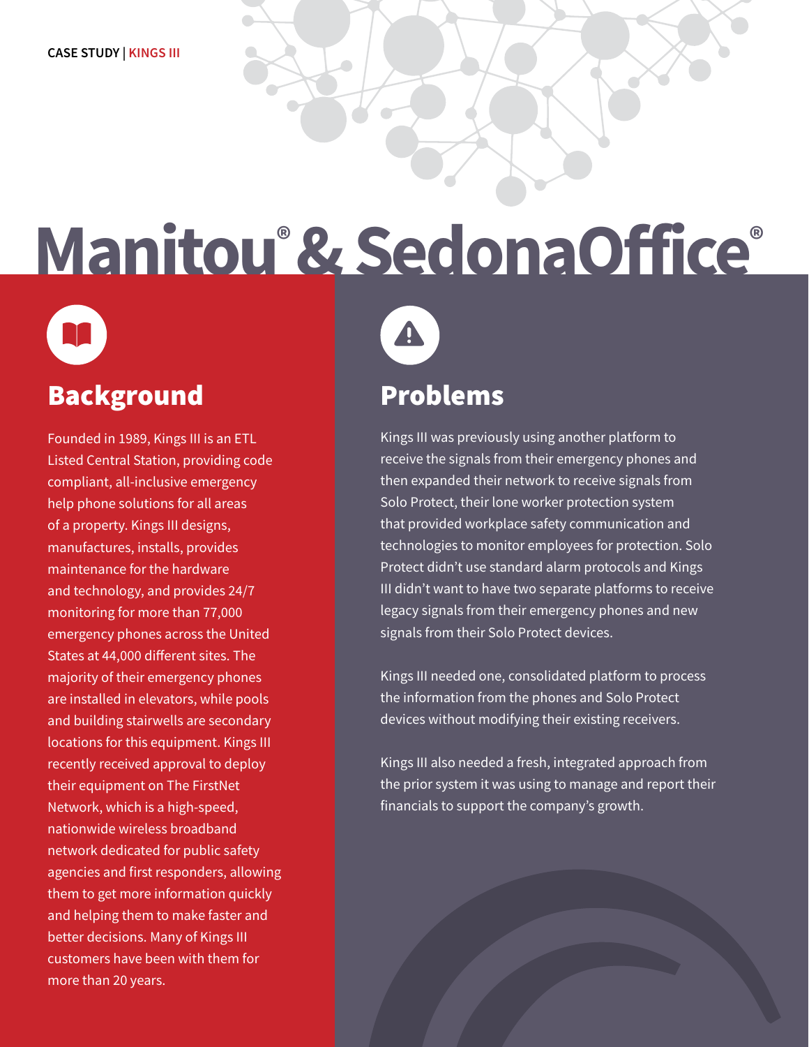CASE STUDY | KINGS III

# Manitou® & SedonaOffice®

## Background

Founded in 1989, Kings III is an ETL Listed Central Station, providing code compliant, all-inclusive emergency help phone solutions for all areas of a property. Kings III designs, manufactures, installs, provides maintenance for the hardware and technology, and provides 24/7 monitoring for more than 77,000 emergency phones across the United States at 44,000 different sites. The majority of their emergency phones are installed in elevators, while pools and building stairwells are secondary locations for this equipment. Kings III recently received approval to deploy their equipment on The FirstNet Network, which is a high-speed, nationwide wireless broadband network dedicated for public safety agencies and first responders, allowing them to get more information quickly and helping them to make faster and better decisions. Many of Kings III customers have been with them for more than 20 years.

## Problems

Kings III was previously using another platform to receive the signals from their emergency phones and then expanded their network to receive signals from Solo Protect, their lone worker protection system that provided workplace safety communication and technologies to monitor employees for protection. Solo Protect didn't use standard alarm protocols and Kings III didn't want to have two separate platforms to receive legacy signals from their emergency phones and new signals from their Solo Protect devices.

Kings III needed one, consolidated platform to process the information from the phones and Solo Protect devices without modifying their existing receivers.

Kings III also needed a fresh, integrated approach from the prior system it was using to manage and report their financials to support the company's growth.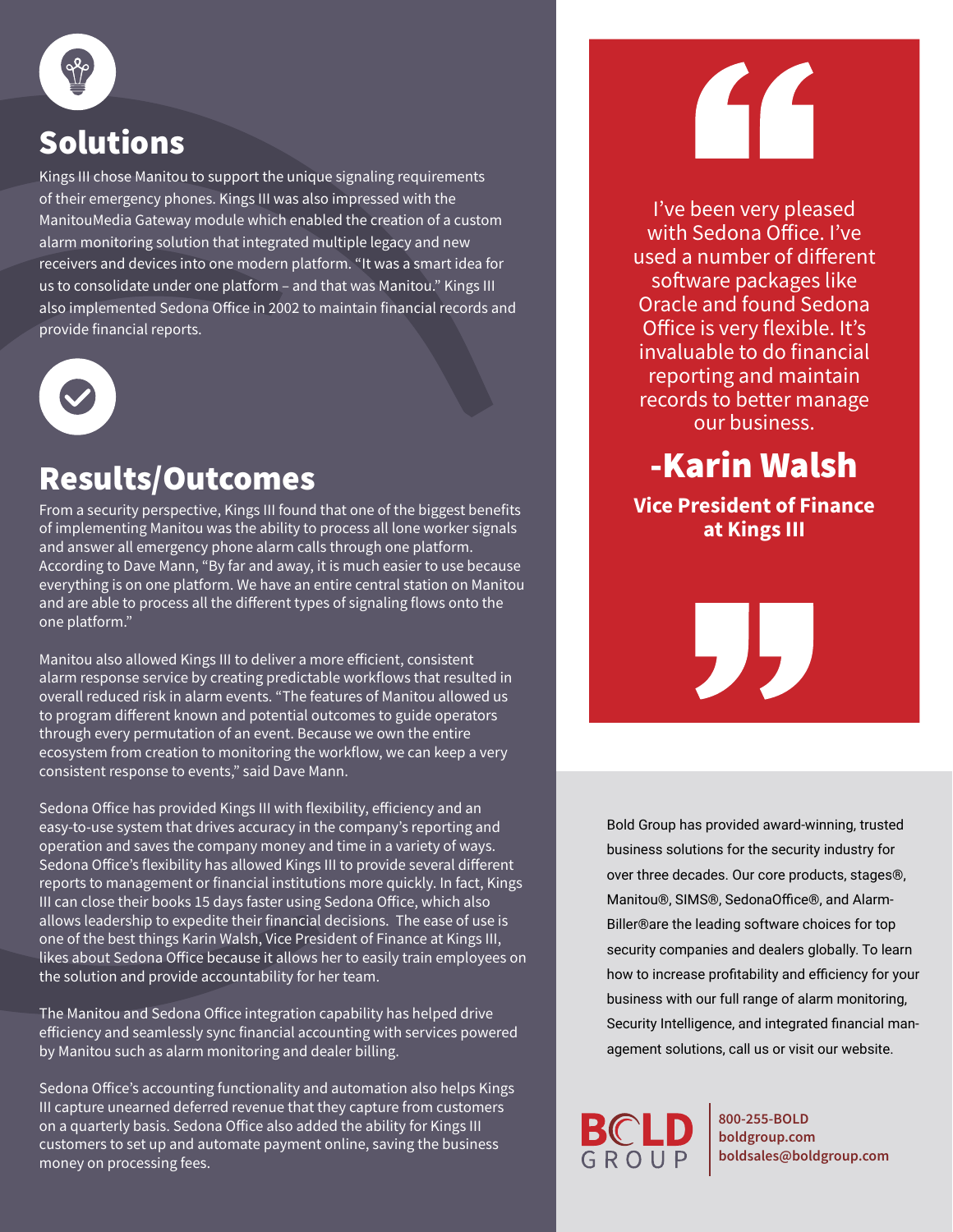## Solutions

Kings III chose Manitou to support the unique signaling requirements of their emergency phones. Kings III was also impressed with the ManitouMedia Gateway module which enabled the creation of a custom alarm monitoring solution that integrated multiple legacy and new receivers and devices into one modern platform. "It was a smart idea for us to consolidate under one platform – and that was Manitou." Kings III also implemented Sedona Office in 2002 to maintain financial records and provide financial reports.

## Results/Outcomes

From a security perspective, Kings III found that one of the biggest benefits of implementing Manitou was the ability to process all lone worker signals and answer all emergency phone alarm calls through one platform. According to Dave Mann, "By far and away, it is much easier to use because everything is on one platform. We have an entire central station on Manitou and are able to process all the different types of signaling flows onto the one platform."

Manitou also allowed Kings III to deliver a more efficient, consistent alarm response service by creating predictable workflows that resulted in overall reduced risk in alarm events. "The features of Manitou allowed us to program different known and potential outcomes to guide operators through every permutation of an event. Because we own the entire ecosystem from creation to monitoring the workflow, we can keep a very consistent response to events," said Dave Mann.

Sedona Office has provided Kings III with flexibility, efficiency and an easy-to-use system that drives accuracy in the company's reporting and operation and saves the company money and time in a variety of ways. Sedona Office's flexibility has allowed Kings III to provide several different reports to management or financial institutions more quickly. In fact, Kings III can close their books 15 days faster using Sedona Office, which also allows leadership to expedite their financial decisions. The ease of use is one of the best things Karin Walsh, Vice President of Finance at Kings III, likes about Sedona Office because it allows her to easily train employees on the solution and provide accountability for her team.

The Manitou and Sedona Office integration capability has helped drive efficiency and seamlessly sync financial accounting with services powered by Manitou such as alarm monitoring and dealer billing.

Sedona Office's accounting functionality and automation also helps Kings III capture unearned deferred revenue that they capture from customers on a quarterly basis. Sedona Office also added the ability for Kings III customers to set up and automate payment online, saving the business money on processing fees.

> "I've been very pleased with Sedona Office. I've used a number of different software packages like Oracle and found Sedona Office is very flexible. It's invaluable to do financial reporting and maintain records to better manage our business."
>
> **-Karin Walsh**
>
> **Vice President of Finance at Kings III**

Bold Group has provided award-winning, trusted business solutions for the security industry for over three decades. Our core products, stages®, Manitou®, SIMS®, SedonaOffice®, and Alarm-Biller®are the leading software choices for top security companies and dealers globally. To learn how to increase profitability and efficiency for your business with our full range of alarm monitoring, Security Intelligence, and integrated financial management solutions, call us or visit our website.

BOLD GROUP

**800-255-BOLD**
**boldgroup.com**
**boldsales@boldgroup.com**